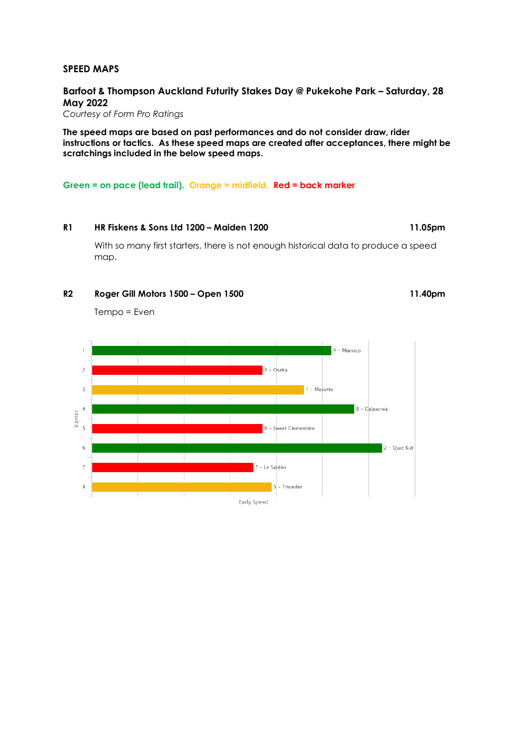## SPEED MAPS

### Barfoot & Thompson Auckland Futurity Stakes Day @ Pukekohe Park – Saturday, 28 May 2022

*Courtesy of Form Pro Ratings*

**The speed maps are based on past performances and do not consider draw, rider instructions or tactics. As these speed maps are created after acceptances, there might be scratchings included in the below speed maps.**

**Green = on pace (lead trail). Orange = midfield. Red = back marker**

**R1 HR Fiskens & Sons Ltd 1200 – Maiden 1200 11.05pm**

With so many first starters, there is not enough historical data to produce a speed map.

**R2 Roger Gill Motors 1500 – Open 1500 11.40pm**

Tempo = Even

| Barrier | Horse | Early Speed |
| --- | --- | --- |
| 1 | 4 – Manrico | Green |
| 2 | 3 – Osaka | Red |
| 3 | 1 – Masetto | Orange |
| 4 | 8 – Calpurnia | Green |
| 5 | 6 – Sweet Clementine | Red |
| 6 | 2 – Quiz Kid | Green |
| 7 | 7 – Le Sablier | Red |
| 8 | 5 – Thunder | Orange |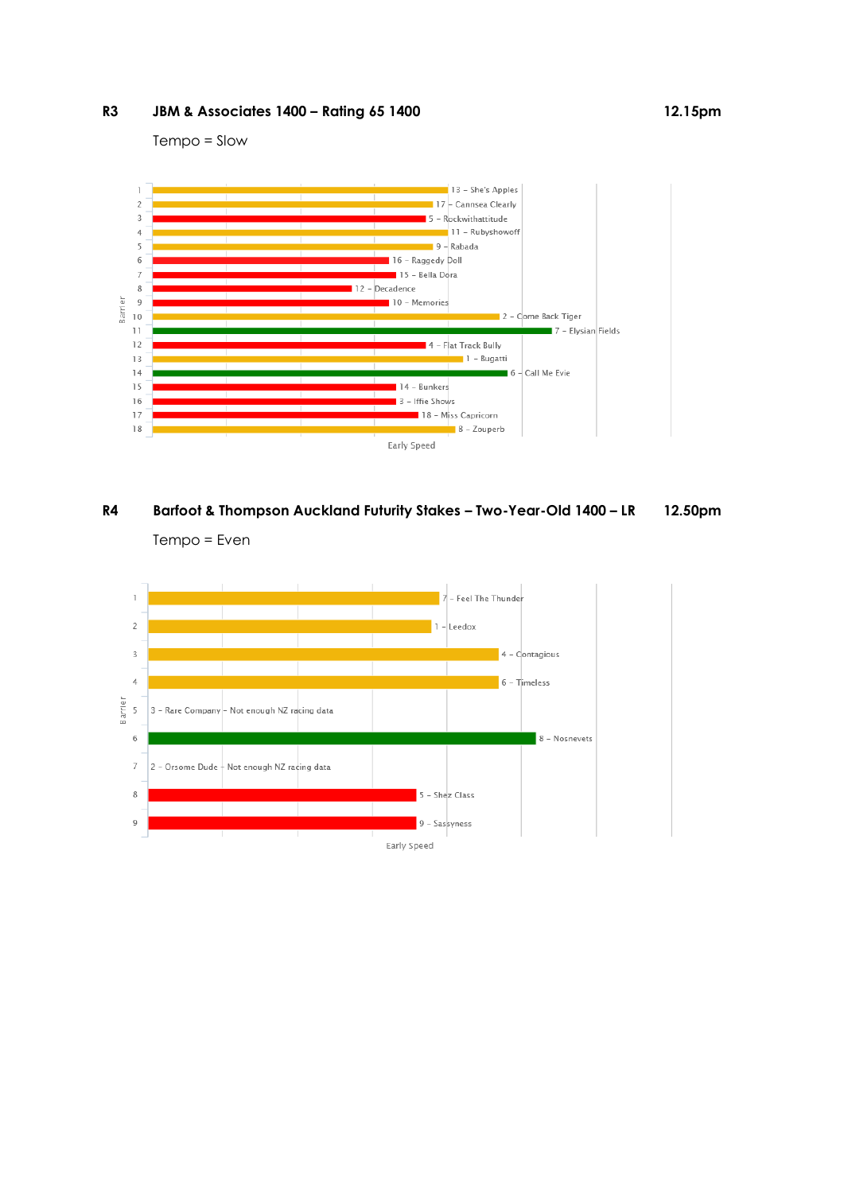**R3 JBM & Associates 1400 – Rating 65 1400 12.15pm**

Tempo = Slow

| Barrier | Horse | Early Speed |
|---|---|---|
| 1 | 13 – She's Apples | |
| 2 | 17 – Cannsea Clearly | |
| 3 | 5 – Rockwithattitude | |
| 4 | 11 – Rubyshowoff | |
| 5 | 9 – Rabada | |
| 6 | 16 – Raggedy Doll | |
| 7 | 15 – Bella Dora | |
| 8 | 12 – Decadence | |
| 9 | 10 – Memories | |
| 10 | 2 – Come Back Tiger | |
| 11 | 7 – Elysian Fields | |
| 12 | 4 – Flat Track Bully | |
| 13 | 1 – Bugatti | |
| 14 | 6 – Call Me Evie | |
| 15 | 14 – Bunkers | |
| 16 | 3 – Iffie Shows | |
| 17 | 18 – Miss Capricorn | |
| 18 | 8 – Zouperb | |

**R4 Barfoot & Thompson Auckland Futurity Stakes – Two-Year-Old 1400 – LR 12.50pm**

Tempo = Even

| Barrier | Horse | Early Speed |
|---|---|---|
| 1 | 7 – Feel The Thunder | |
| 2 | 1 – Leedox | |
| 3 | 4 – Contagious | |
| 4 | 6 – Timeless | |
| 5 | 3 – Rare Company – Not enough NZ racing data | |
| 6 | 8 – Nosnevets | |
| 7 | 2 – Orsome Dude – Not enough NZ racing data | |
| 8 | 5 – Shez Class | |
| 9 | 9 – Sassyness | |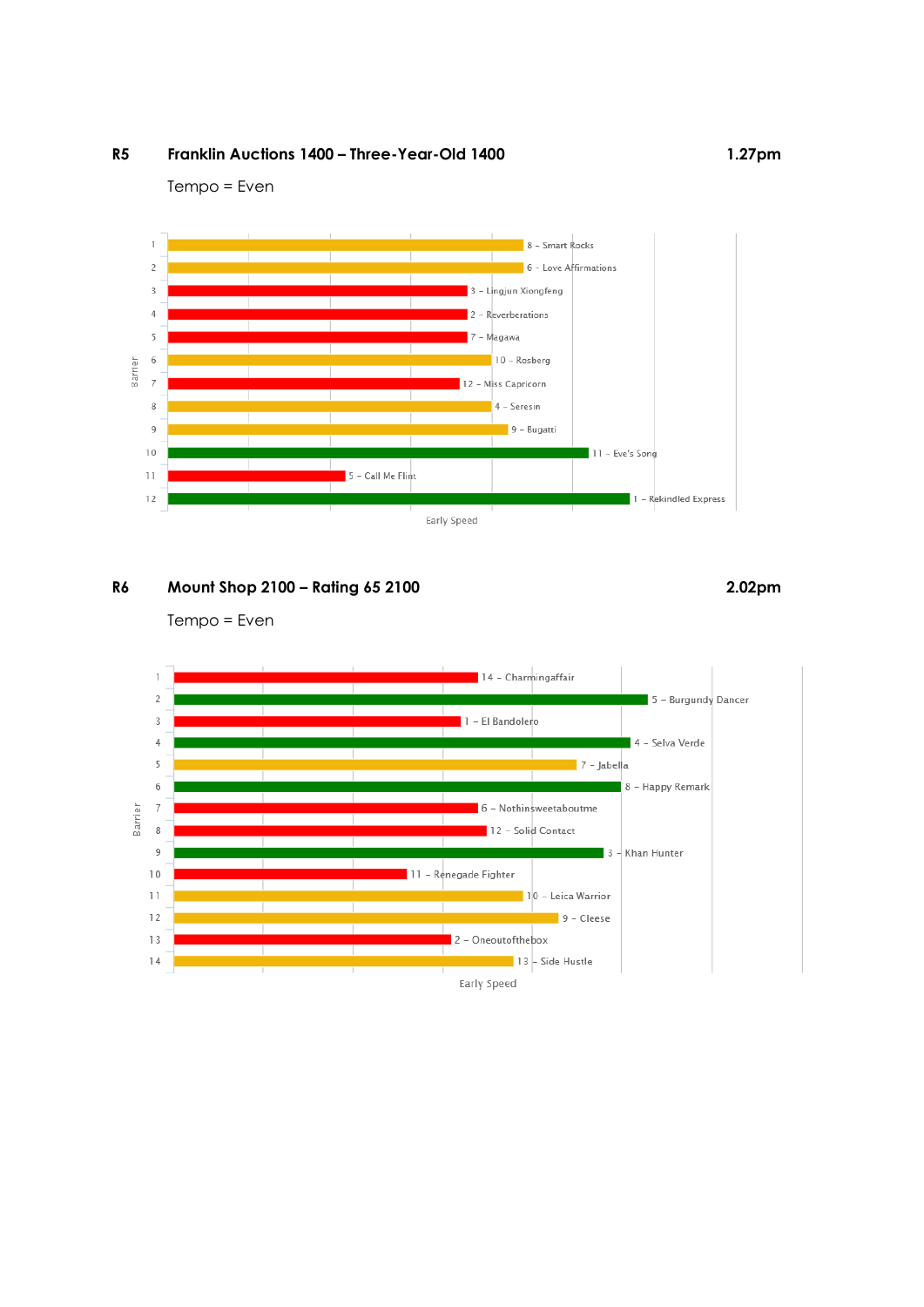**R5** **Franklin Auctions 1400 – Three-Year-Old 1400** **1.27pm**

Tempo = Even

| Barrier | Runner |
|---|---|
| 1 | 8 – Smart Rocks |
| 2 | 6 – Love Affirmations |
| 3 | 3 – Lingjun Xiongfeng |
| 4 | 2 – Reverberations |
| 5 | 7 – Magawa |
| 6 | 10 – Rosberg |
| 7 | 12 – Miss Capricorn |
| 8 | 4 – Seresin |
| 9 | 9 – Bugatti |
| 10 | 11 – Eve's Song |
| 11 | 5 – Call Me Flint |
| 12 | 1 – Rekindled Express |

Early Speed

**R6** **Mount Shop 2100 – Rating 65 2100** **2.02pm**

Tempo = Even

| Barrier | Runner |
|---|---|
| 1 | 14 – Charmingaffair |
| 2 | 5 – Burgundy Dancer |
| 3 | 1 – El Bandolero |
| 4 | 4 – Selva Verde |
| 5 | 7 – Jabella |
| 6 | 8 – Happy Remark |
| 7 | 6 – Nothinsweetaboutme |
| 8 | 12 – Solid Contact |
| 9 | 3 – Khan Hunter |
| 10 | 11 – Renegade Fighter |
| 11 | 10 – Leica Warrior |
| 12 | 9 – Cleese |
| 13 | 2 – Oneoutofthebox |
| 14 | 13 – Side Hustle |

Early Speed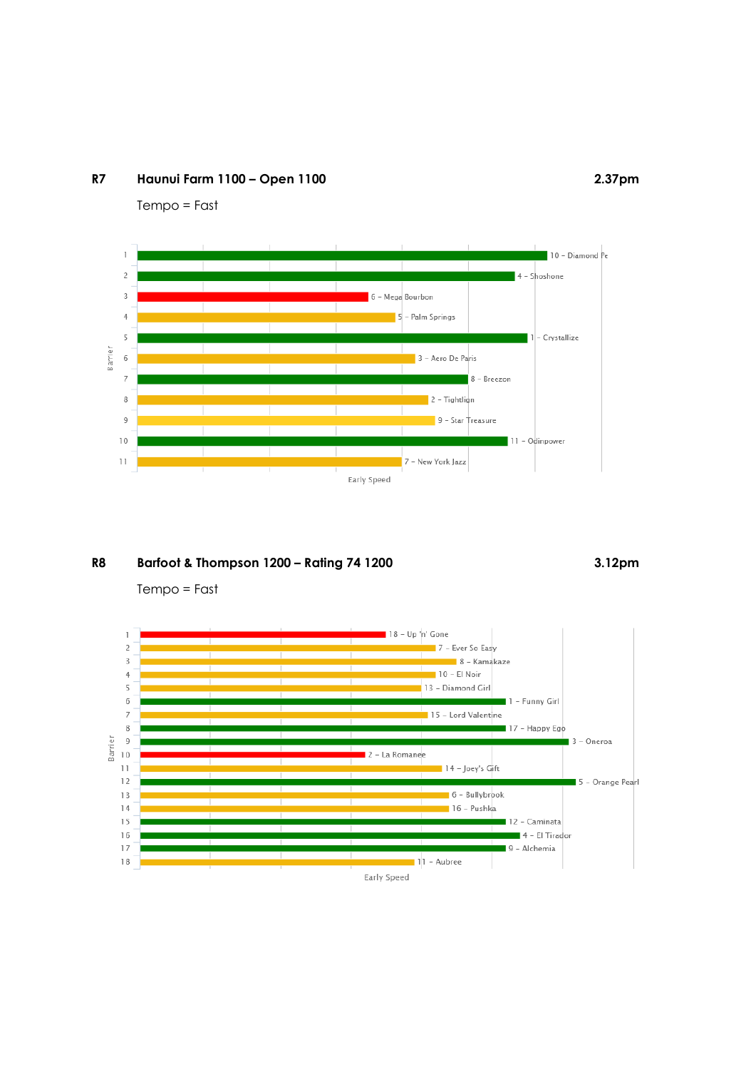## R7 Haunui Farm 1100 – Open 1100 2.37pm

Tempo = Fast

| Barrier | Horse |
| --- | --- |
| 1 | 10 – Diamond Pe |
| 2 | 4 – Shoshone |
| 3 | 6 – Mege Bourbon |
| 4 | 5 – Palm Springs |
| 5 | 1 – Crystallize |
| 6 | 3 – Aero De Paris |
| 7 | 8 – Breezon |
| 8 | 2 – Tightlign |
| 9 | 9 – Star Treasure |
| 10 | 11 – Odinpower |
| 11 | 7 – New York Jazz |

Early Speed

## R8 Barfoot & Thompson 1200 – Rating 74 1200 3.12pm

Tempo = Fast

| Barrier | Horse |
| --- | --- |
| 1 | 18 – Up 'n' Gone |
| 2 | 7 – Ever So Easy |
| 3 | 8 – Kamakaze |
| 4 | 10 – El Noir |
| 5 | 13 – Diamond Girl |
| 6 | 1 – Funny Girl |
| 7 | 15 – Lord Valentine |
| 8 | 17 – Happy Ego |
| 9 | 3 – Oneroa |
| 10 | 2 – La Romanee |
| 11 | 14 – Joey's Gift |
| 12 | 5 – Orange Pearl |
| 13 | 6 – Bullybrook |
| 14 | 16 – Pushka |
| 15 | 12 – Caminata |
| 16 | 4 – El Tirador |
| 17 | 9 – Alchemia |
| 18 | 11 – Aubree |

Early Speed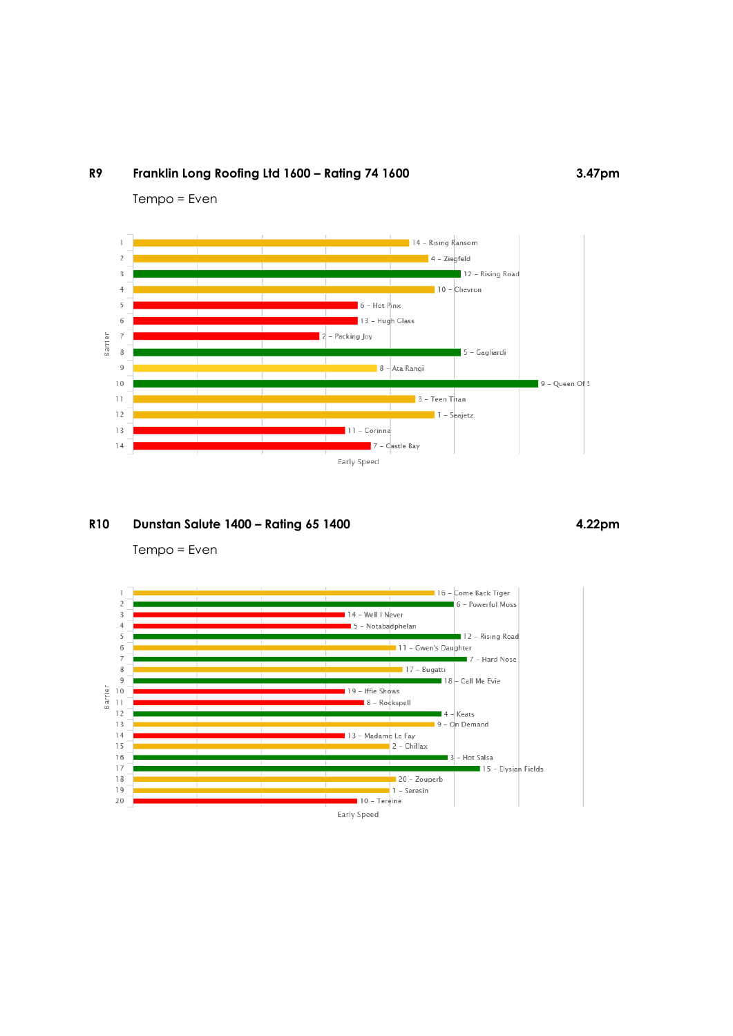**R9** **Franklin Long Roofing Ltd 1600 – Rating 74 1600** **3.47pm**

Tempo = Even

Barrier

1 14 – Rising Ransom
2 4 – Ziegfeld
3 12 – Rising Road
4 10 – Chevron
5 6 – Hot Pinx
6 13 – Hugh Glass
7 2 – Packing Joy
8 5 – Gagliardi
9 8 – Ata Rangi
10 9 – Queen Of S
11 3 – Teen Titan
12 1 – Seejetz
13 11 – Corinne
14 7 – Castle Bay

Early Speed

**R10** **Dunstan Salute 1400 – Rating 65 1400** **4.22pm**

Tempo = Even

Barrier

1 16 – Come Back Tiger
2 6 – Powerful Moss
3 14 – Well I Never
4 5 – Notabadphelan
5 12 – Rising Road
6 11 – Gwen's Daughter
7 7 – Hard Nose
8 17 – Bugatti
9 18 – Call Me Evie
10 19 – Iffie Shows
11 8 – Rockspell
12 4 – Keats
13 9 – On Demand
14 13 – Madame Le Fay
15 2 – Chillax
16 3 – Hot Salsa
17 15 – Elysian Fields
18 20 – Zouperb
19 1 – Seresin
20 10 – Tereine

Early Speed